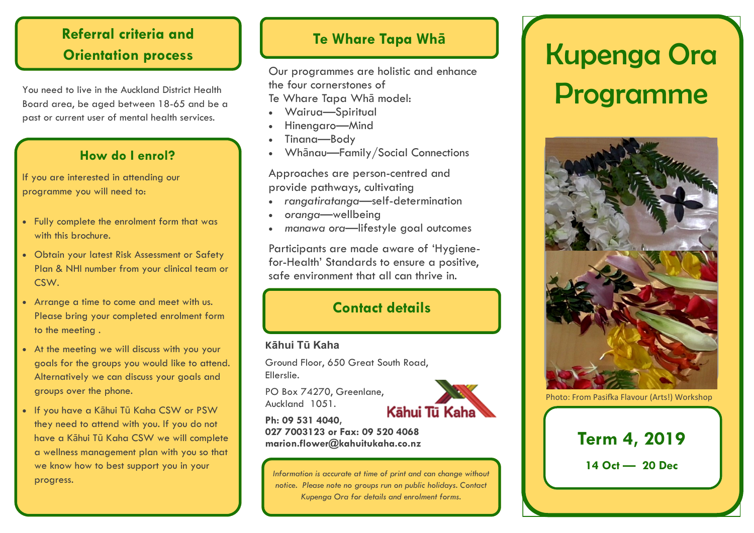## Referral criteria and Orientation process

You need to live in the Auckland District Health Board area, be aged between 18-65 and be a past or current user of mental health services.

## How do I enrol?

If you are interested in attending our programme you will need to:

- Fully complete the enrolment form that was with this brochure.
- Obtain your latest Risk Assessment or Safety Plan & NHI number from your clinical team or CSW.
- Arrange a time to come and meet with us. Please bring your completed enrolment form to the meeting .
- At the meeting we will discuss with you your goals for the groups you would like to attend. Alternatively we can discuss your goals and groups over the phone.
- If you have a Kāhui Tū Kaha CSW or PSW they need to attend with you. If you do not have a Kāhui Tū Kaha CSW we will complete a wellness management plan with you so that we know how to best support you in your progress.

## Te Whare Tapa Whā

Our programmes are holistic and enhance the four cornerstones of Te Whare Tapa Whā model:

- Wairua—Spiritual
- Hinengaro—Mind
- Tinana—Body
- Whānau—Family/Social Connections

Approaches are person-centred and provide pathways, cultivating

- *rangatiratanga*—self-determination
- *oranga*—wellbeing
- *manawa ora*—lifestyle goal outcomes

Participants are made aware of 'Hygiene-for-Health' Standards to ensure a positive, safe environment that all can thrive in.

## Contact details

**Kāhui Tū Kaha**

Ground Floor, 650 Great South Road, Ellerslie.

PO Box 74270, Greenlane, Auckland 1051.

Kāhui Tū Kaha

**Ph: 09 531 4040, 027 7003123 or Fax: 09 520 4068**
**marion.flower@kahuitukaha.co.nz**

*Information is accurate at time of print and can change without notice. Please note no groups run on public holidays. Contact Kupenga Ora for details and enrolment forms.*

# Kupenga Ora Programme

Photo: From Pasifka Flavour (Arts!) Workshop

## Term 4, 2019

**14 Oct — 20 Dec**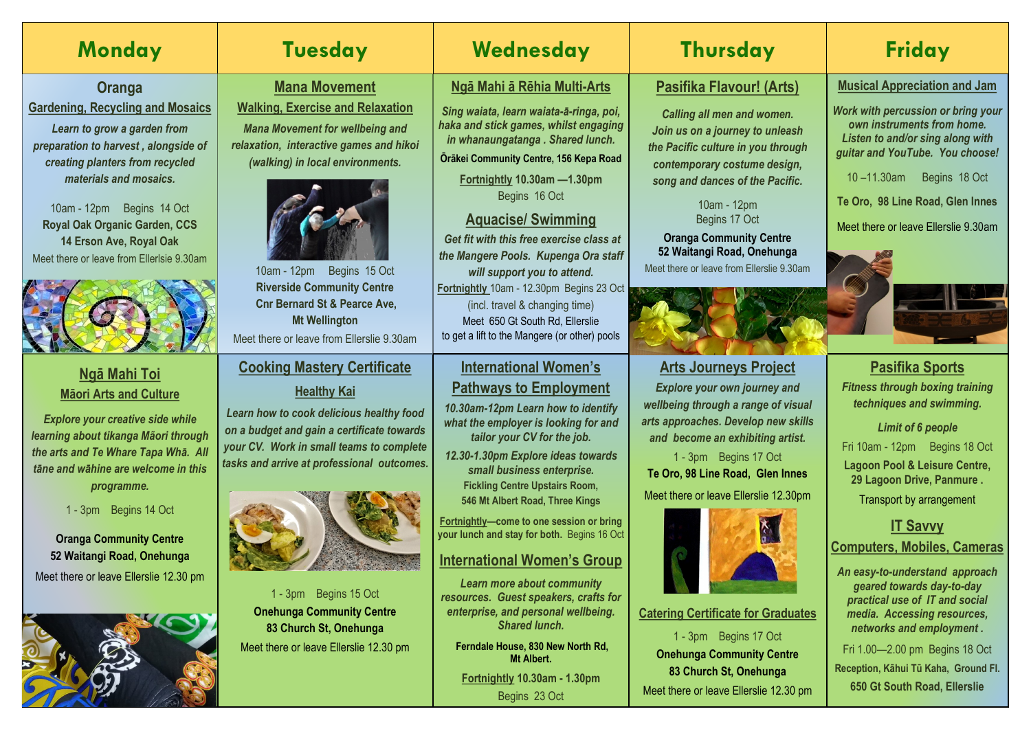## Monday

### Oranga

**Gardening, Recycling and Mosaics**

*Learn to grow a garden from preparation to harvest , alongside of creating planters from recycled materials and mosaics.*

10am - 12pm Begins 14 Oct

**Royal Oak Organic Garden, CCS**
**14 Erson Ave, Royal Oak**

Meet there or leave from Ellerlsie 9.30am

### Ngā Mahi Toi

**Māori Arts and Culture**

*Explore your creative side while learning about tikanga Māori through the arts and Te Whare Tapa Whā. All tāne and wāhine are welcome in this programme.*

1 - 3pm Begins 14 Oct

**Oranga Community Centre**
**52 Waitangi Road, Onehunga**

Meet there or leave Ellerslie 12.30 pm

## Tuesday

### Mana Movement

**Walking, Exercise and Relaxation**

*Mana Movement for wellbeing and relaxation, interactive games and hikoi (walking) in local environments.*

10am - 12pm Begins 15 Oct

**Riverside Community Centre**
**Cnr Bernard St & Pearce Ave, Mt Wellington**

Meet there or leave from Ellerslie 9.30am

### Cooking Mastery Certificate

**Healthy Kai**

*Learn how to cook delicious healthy food on a budget and gain a certificate towards your CV. Work in small teams to complete tasks and arrive at professional outcomes.*

1 - 3pm Begins 15 Oct

**Onehunga Community Centre**
**83 Church St, Onehunga**

Meet there or leave Ellerslie 12.30 pm

## Wednesday

### Ngā Mahi ā Rēhia Multi-Arts

*Sing waiata, learn waiata-ā-ringa, poi, haka and stick games, whilst engaging in whanaungatanga . Shared lunch.*

**Ōrākei Community Centre, 156 Kepa Road**

**Fortnightly 10.30am —1.30pm**
Begins 16 Oct

### Aquacise/ Swimming

*Get fit with this free exercise class at the Mangere Pools. Kupenga Ora staff will support you to attend.*

Fortnightly 10am - 12.30pm Begins 23 Oct
(incl. travel & changing time)
Meet 650 Gt South Rd, Ellerslie to get a lift to the Mangere (or other) pools

### International Women's Pathways to Employment

*10.30am-12pm Learn how to identify what the employer is looking for and tailor your CV for the job.*

*12.30-1.30pm Explore ideas towards small business enterprise.*

**Fickling Centre Upstairs Room,**
**546 Mt Albert Road, Three Kings**

**Fortnightly—come to one session or bring your lunch and stay for both.** Begins 16 Oct

### International Women's Group

*Learn more about community resources. Guest speakers, crafts for enterprise, and personal wellbeing. Shared lunch.*

**Ferndale House, 830 New North Rd, Mt Albert.**

**Fortnightly 10.30am - 1.30pm**
Begins 23 Oct

## Thursday

### Pasifika Flavour! (Arts)

*Calling all men and women. Join us on a journey to unleash the Pacific culture in you through contemporary costume design, song and dances of the Pacific.*

10am - 12pm
Begins 17 Oct

**Oranga Community Centre**
**52 Waitangi Road, Onehunga**

Meet there or leave from Ellerslie 9.30am

### Arts Journeys Project

*Explore your own journey and wellbeing through a range of visual arts approaches. Develop new skills and become an exhibiting artist.*

1 - 3pm Begins 17 Oct

**Te Oro, 98 Line Road, Glen Innes**

Meet there or leave Ellerslie 12.30pm

### Catering Certificate for Graduates

1 - 3pm Begins 17 Oct

**Onehunga Community Centre**
**83 Church St, Onehunga**

Meet there or leave Ellerslie 12.30 pm

## Friday

### Musical Appreciation and Jam

*Work with percussion or bring your own instruments from home. Listen to and/or sing along with guitar and YouTube. You choose!*

10 –11.30am Begins 18 Oct

**Te Oro, 98 Line Road, Glen Innes**

Meet there or leave Ellerslie 9.30am

### Pasifika Sports

*Fitness through boxing training techniques and swimming.*

*Limit of 6 people*

Fri 10am - 12pm Begins 18 Oct

**Lagoon Pool & Leisure Centre,**
**29 Lagoon Drive, Panmure .**

Transport by arrangement

### IT Savvy

**Computers, Mobiles, Cameras**

*An easy-to-understand approach geared towards day-to-day practical use of IT and social media. Accessing resources, networks and employment .*

Fri 1.00—2.00 pm Begins 18 Oct

**Reception, Kāhui Tū Kaha, Ground Fl.**
**650 Gt South Road, Ellerslie**